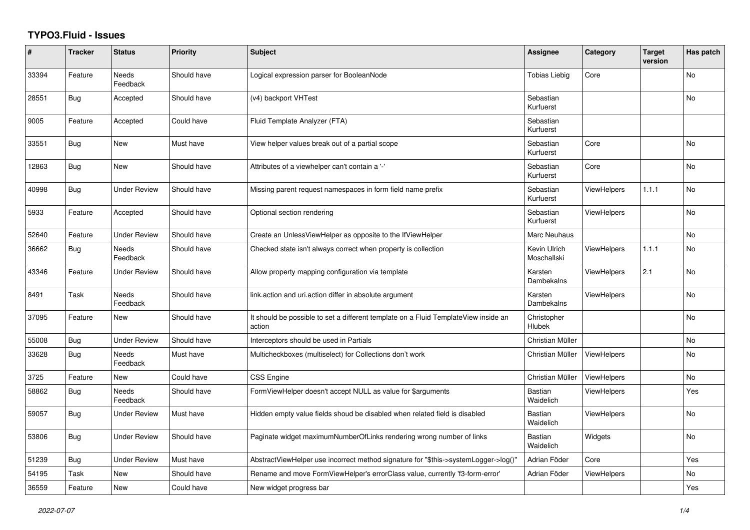# TYPO3.Fluid - Issues

| # | Tracker | Status | Priority | Subject | Assignee | Category | Target version | Has patch |
|---|---|---|---|---|---|---|---|---|
| 33394 | Feature | Needs Feedback | Should have | Logical expression parser for BooleanNode | Tobias Liebig | Core | | No |
| 28551 | Bug | Accepted | Should have | (v4) backport VHTest | Sebastian Kurfuerst | | | No |
| 9005 | Feature | Accepted | Could have | Fluid Template Analyzer (FTA) | Sebastian Kurfuerst | | | |
| 33551 | Bug | New | Must have | View helper values break out of a partial scope | Sebastian Kurfuerst | Core | | No |
| 12863 | Bug | New | Should have | Attributes of a viewhelper can't contain a '-' | Sebastian Kurfuerst | Core | | No |
| 40998 | Bug | Under Review | Should have | Missing parent request namespaces in form field name prefix | Sebastian Kurfuerst | ViewHelpers | 1.1.1 | No |
| 5933 | Feature | Accepted | Should have | Optional section rendering | Sebastian Kurfuerst | ViewHelpers | | No |
| 52640 | Feature | Under Review | Should have | Create an UnlessViewHelper as opposite to the IfViewHelper | Marc Neuhaus | | | No |
| 36662 | Bug | Needs Feedback | Should have | Checked state isn't always correct when property is collection | Kevin Ulrich Moschallski | ViewHelpers | 1.1.1 | No |
| 43346 | Feature | Under Review | Should have | Allow property mapping configuration via template | Karsten Dambekalns | ViewHelpers | 2.1 | No |
| 8491 | Task | Needs Feedback | Should have | link.action and uri.action differ in absolute argument | Karsten Dambekalns | ViewHelpers | | No |
| 37095 | Feature | New | Should have | It should be possible to set a different template on a Fluid TemplateView inside an action | Christopher Hlubek | | | No |
| 55008 | Bug | Under Review | Should have | Interceptors should be used in Partials | Christian Müller | | | No |
| 33628 | Bug | Needs Feedback | Must have | Multicheckboxes (multiselect) for Collections don't work | Christian Müller | ViewHelpers | | No |
| 3725 | Feature | New | Could have | CSS Engine | Christian Müller | ViewHelpers | | No |
| 58862 | Bug | Needs Feedback | Should have | FormViewHelper doesn't accept NULL as value for $arguments | Bastian Waidelich | ViewHelpers | | Yes |
| 59057 | Bug | Under Review | Must have | Hidden empty value fields shoud be disabled when related field is disabled | Bastian Waidelich | ViewHelpers | | No |
| 53806 | Bug | Under Review | Should have | Paginate widget maximumNumberOfLinks rendering wrong number of links | Bastian Waidelich | Widgets | | No |
| 51239 | Bug | Under Review | Must have | AbstractViewHelper use incorrect method signature for "$this->systemLogger->log()" | Adrian Föder | Core | | Yes |
| 54195 | Task | New | Should have | Rename and move FormViewHelper's errorClass value, currently 'f3-form-error' | Adrian Föder | ViewHelpers | | No |
| 36559 | Feature | New | Could have | New widget progress bar | | | | Yes |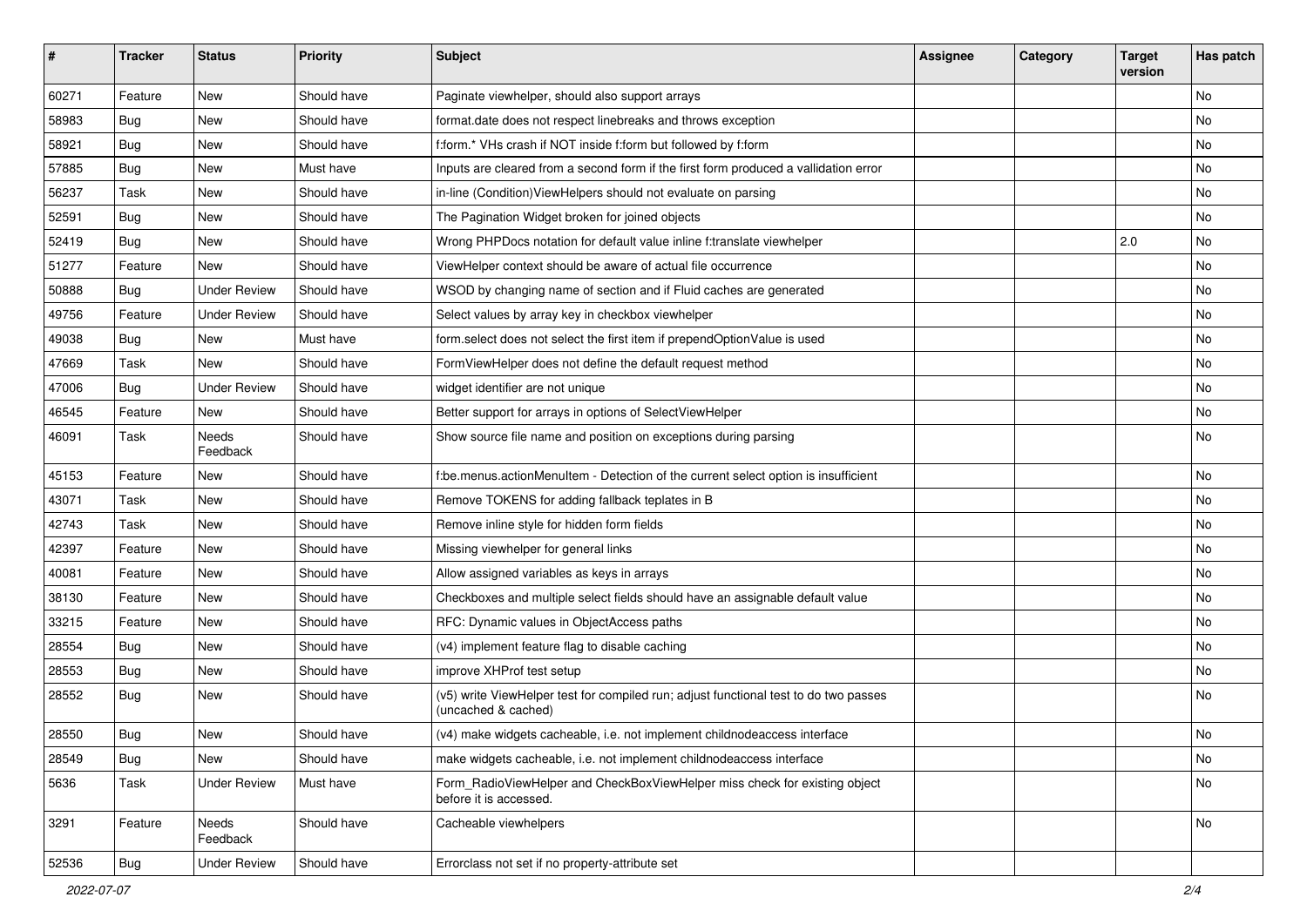| # | Tracker | Status | Priority | Subject | Assignee | Category | Target version | Has patch |
|---|---|---|---|---|---|---|---|---|
| 60271 | Feature | New | Should have | Paginate viewhelper, should also support arrays | | | | No |
| 58983 | Bug | New | Should have | format.date does not respect linebreaks and throws exception | | | | No |
| 58921 | Bug | New | Should have | f:form.* VHs crash if NOT inside f:form but followed by f:form | | | | No |
| 57885 | Bug | New | Must have | Inputs are cleared from a second form if the first form produced a vallidation error | | | | No |
| 56237 | Task | New | Should have | in-line (Condition)ViewHelpers should not evaluate on parsing | | | | No |
| 52591 | Bug | New | Should have | The Pagination Widget broken for joined objects | | | | No |
| 52419 | Bug | New | Should have | Wrong PHPDocs notation for default value inline f:translate viewhelper | | | 2.0 | No |
| 51277 | Feature | New | Should have | ViewHelper context should be aware of actual file occurrence | | | | No |
| 50888 | Bug | Under Review | Should have | WSOD by changing name of section and if Fluid caches are generated | | | | No |
| 49756 | Feature | Under Review | Should have | Select values by array key in checkbox viewhelper | | | | No |
| 49038 | Bug | New | Must have | form.select does not select the first item if prependOptionValue is used | | | | No |
| 47669 | Task | New | Should have | FormViewHelper does not define the default request method | | | | No |
| 47006 | Bug | Under Review | Should have | widget identifier are not unique | | | | No |
| 46545 | Feature | New | Should have | Better support for arrays in options of SelectViewHelper | | | | No |
| 46091 | Task | Needs Feedback | Should have | Show source file name and position on exceptions during parsing | | | | No |
| 45153 | Feature | New | Should have | f:be.menus.actionMenuItem - Detection of the current select option is insufficient | | | | No |
| 43071 | Task | New | Should have | Remove TOKENS for adding fallback teplates in B | | | | No |
| 42743 | Task | New | Should have | Remove inline style for hidden form fields | | | | No |
| 42397 | Feature | New | Should have | Missing viewhelper for general links | | | | No |
| 40081 | Feature | New | Should have | Allow assigned variables as keys in arrays | | | | No |
| 38130 | Feature | New | Should have | Checkboxes and multiple select fields should have an assignable default value | | | | No |
| 33215 | Feature | New | Should have | RFC: Dynamic values in ObjectAccess paths | | | | No |
| 28554 | Bug | New | Should have | (v4) implement feature flag to disable caching | | | | No |
| 28553 | Bug | New | Should have | improve XHProf test setup | | | | No |
| 28552 | Bug | New | Should have | (v5) write ViewHelper test for compiled run; adjust functional test to do two passes (uncached & cached) | | | | No |
| 28550 | Bug | New | Should have | (v4) make widgets cacheable, i.e. not implement childnodeaccess interface | | | | No |
| 28549 | Bug | New | Should have | make widgets cacheable, i.e. not implement childnodeaccess interface | | | | No |
| 5636 | Task | Under Review | Must have | Form_RadioViewHelper and CheckBoxViewHelper miss check for existing object before it is accessed. | | | | No |
| 3291 | Feature | Needs Feedback | Should have | Cacheable viewhelpers | | | | No |
| 52536 | Bug | Under Review | Should have | Errorclass not set if no property-attribute set | | | | |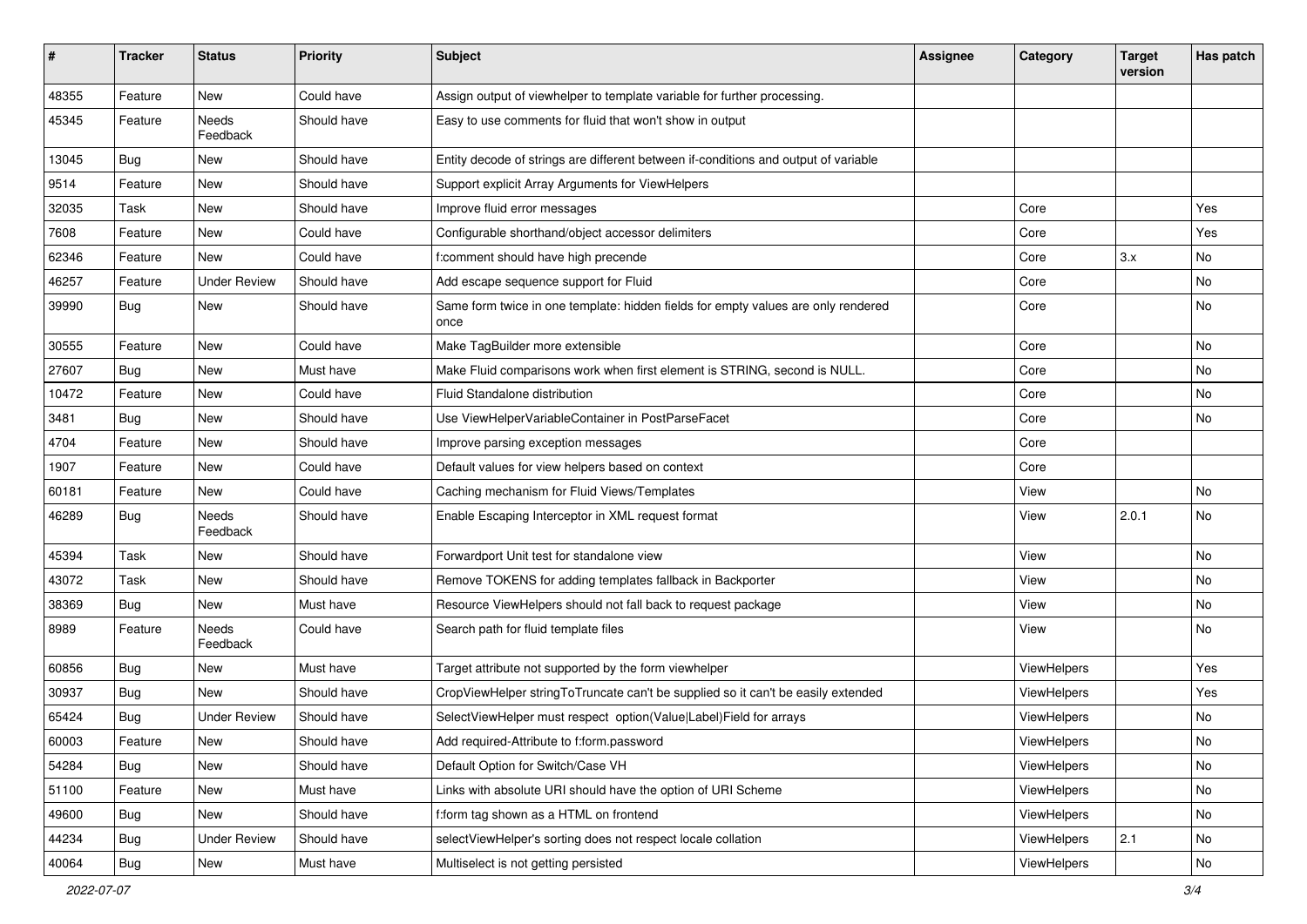| # | Tracker | Status | Priority | Subject | Assignee | Category | Target version | Has patch |
|---|---|---|---|---|---|---|---|---|
| 48355 | Feature | New | Could have | Assign output of viewhelper to template variable for further processing. | | | | |
| 45345 | Feature | Needs Feedback | Should have | Easy to use comments for fluid that won't show in output | | | | |
| 13045 | Bug | New | Should have | Entity decode of strings are different between if-conditions and output of variable | | | | |
| 9514 | Feature | New | Should have | Support explicit Array Arguments for ViewHelpers | | | | |
| 32035 | Task | New | Should have | Improve fluid error messages | | Core | | Yes |
| 7608 | Feature | New | Could have | Configurable shorthand/object accessor delimiters | | Core | | Yes |
| 62346 | Feature | New | Could have | f:comment should have high precende | | Core | 3.x | No |
| 46257 | Feature | Under Review | Should have | Add escape sequence support for Fluid | | Core | | No |
| 39990 | Bug | New | Should have | Same form twice in one template: hidden fields for empty values are only rendered once | | Core | | No |
| 30555 | Feature | New | Could have | Make TagBuilder more extensible | | Core | | No |
| 27607 | Bug | New | Must have | Make Fluid comparisons work when first element is STRING, second is NULL. | | Core | | No |
| 10472 | Feature | New | Could have | Fluid Standalone distribution | | Core | | No |
| 3481 | Bug | New | Should have | Use ViewHelperVariableContainer in PostParseFacet | | Core | | No |
| 4704 | Feature | New | Should have | Improve parsing exception messages | | Core | | |
| 1907 | Feature | New | Could have | Default values for view helpers based on context | | Core | | |
| 60181 | Feature | New | Could have | Caching mechanism for Fluid Views/Templates | | View | | No |
| 46289 | Bug | Needs Feedback | Should have | Enable Escaping Interceptor in XML request format | | View | 2.0.1 | No |
| 45394 | Task | New | Should have | Forwardport Unit test for standalone view | | View | | No |
| 43072 | Task | New | Should have | Remove TOKENS for adding templates fallback in Backporter | | View | | No |
| 38369 | Bug | New | Must have | Resource ViewHelpers should not fall back to request package | | View | | No |
| 8989 | Feature | Needs Feedback | Could have | Search path for fluid template files | | View | | No |
| 60856 | Bug | New | Must have | Target attribute not supported by the form viewhelper | | ViewHelpers | | Yes |
| 30937 | Bug | New | Should have | CropViewHelper stringToTruncate can't be supplied so it can't be easily extended | | ViewHelpers | | Yes |
| 65424 | Bug | Under Review | Should have | SelectViewHelper must respect option(Value\|Label)Field for arrays | | ViewHelpers | | No |
| 60003 | Feature | New | Should have | Add required-Attribute to f:form.password | | ViewHelpers | | No |
| 54284 | Bug | New | Should have | Default Option for Switch/Case VH | | ViewHelpers | | No |
| 51100 | Feature | New | Must have | Links with absolute URI should have the option of URI Scheme | | ViewHelpers | | No |
| 49600 | Bug | New | Should have | f:form tag shown as a HTML on frontend | | ViewHelpers | | No |
| 44234 | Bug | Under Review | Should have | selectViewHelper's sorting does not respect locale collation | | ViewHelpers | 2.1 | No |
| 40064 | Bug | New | Must have | Multiselect is not getting persisted | | ViewHelpers | | No |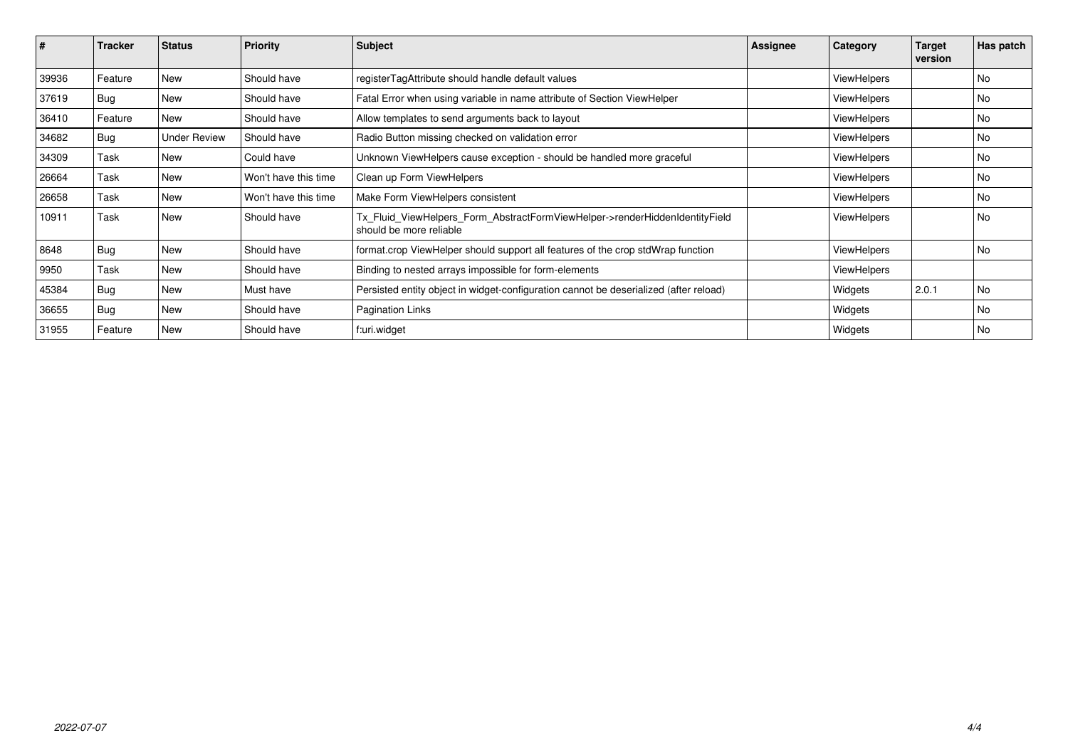| # | Tracker | Status | Priority | Subject | Assignee | Category | Target version | Has patch |
|---|---|---|---|---|---|---|---|---|
| 39936 | Feature | New | Should have | registerTagAttribute should handle default values | | ViewHelpers | | No |
| 37619 | Bug | New | Should have | Fatal Error when using variable in name attribute of Section ViewHelper | | ViewHelpers | | No |
| 36410 | Feature | New | Should have | Allow templates to send arguments back to layout | | ViewHelpers | | No |
| 34682 | Bug | Under Review | Should have | Radio Button missing checked on validation error | | ViewHelpers | | No |
| 34309 | Task | New | Could have | Unknown ViewHelpers cause exception - should be handled more graceful | | ViewHelpers | | No |
| 26664 | Task | New | Won't have this time | Clean up Form ViewHelpers | | ViewHelpers | | No |
| 26658 | Task | New | Won't have this time | Make Form ViewHelpers consistent | | ViewHelpers | | No |
| 10911 | Task | New | Should have | Tx_Fluid_ViewHelpers_Form_AbstractFormViewHelper->renderHiddenIdentityField should be more reliable | | ViewHelpers | | No |
| 8648 | Bug | New | Should have | format.crop ViewHelper should support all features of the crop stdWrap function | | ViewHelpers | | No |
| 9950 | Task | New | Should have | Binding to nested arrays impossible for form-elements | | ViewHelpers | | |
| 45384 | Bug | New | Must have | Persisted entity object in widget-configuration cannot be deserialized (after reload) | | Widgets | 2.0.1 | No |
| 36655 | Bug | New | Should have | Pagination Links | | Widgets | | No |
| 31955 | Feature | New | Should have | f:uri.widget | | Widgets | | No |